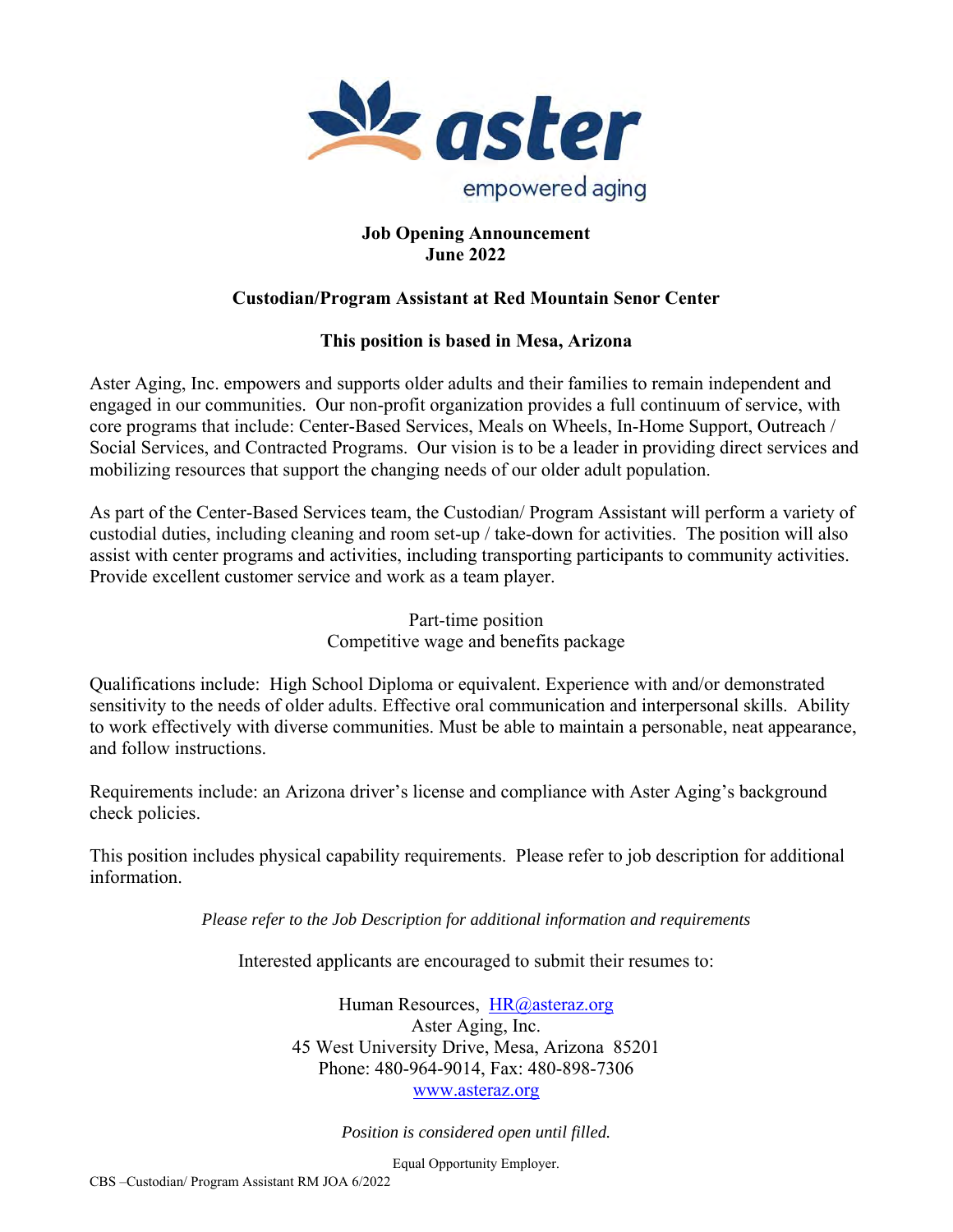aster

empowered aging

**Job Opening Announcement**
**June 2022**

**Custodian/Program Assistant at Red Mountain Senor Center**

**This position is based in Mesa, Arizona**

Aster Aging, Inc. empowers and supports older adults and their families to remain independent and engaged in our communities. Our non-profit organization provides a full continuum of service, with core programs that include: Center-Based Services, Meals on Wheels, In-Home Support, Outreach / Social Services, and Contracted Programs. Our vision is to be a leader in providing direct services and mobilizing resources that support the changing needs of our older adult population.

As part of the Center-Based Services team, the Custodian/ Program Assistant will perform a variety of custodial duties, including cleaning and room set-up / take-down for activities. The position will also assist with center programs and activities, including transporting participants to community activities. Provide excellent customer service and work as a team player.

Part-time position
Competitive wage and benefits package

Qualifications include: High School Diploma or equivalent. Experience with and/or demonstrated sensitivity to the needs of older adults. Effective oral communication and interpersonal skills. Ability to work effectively with diverse communities. Must be able to maintain a personable, neat appearance, and follow instructions.

Requirements include: an Arizona driver's license and compliance with Aster Aging's background check policies.

This position includes physical capability requirements. Please refer to job description for additional information.

*Please refer to the Job Description for additional information and requirements*

Interested applicants are encouraged to submit their resumes to:

Human Resources, HR@asteraz.org
Aster Aging, Inc.
45 West University Drive, Mesa, Arizona 85201
Phone: 480-964-9014, Fax: 480-898-7306
www.asteraz.org

*Position is considered open until filled.*

Equal Opportunity Employer.

CBS –Custodian/ Program Assistant RM JOA 6/2022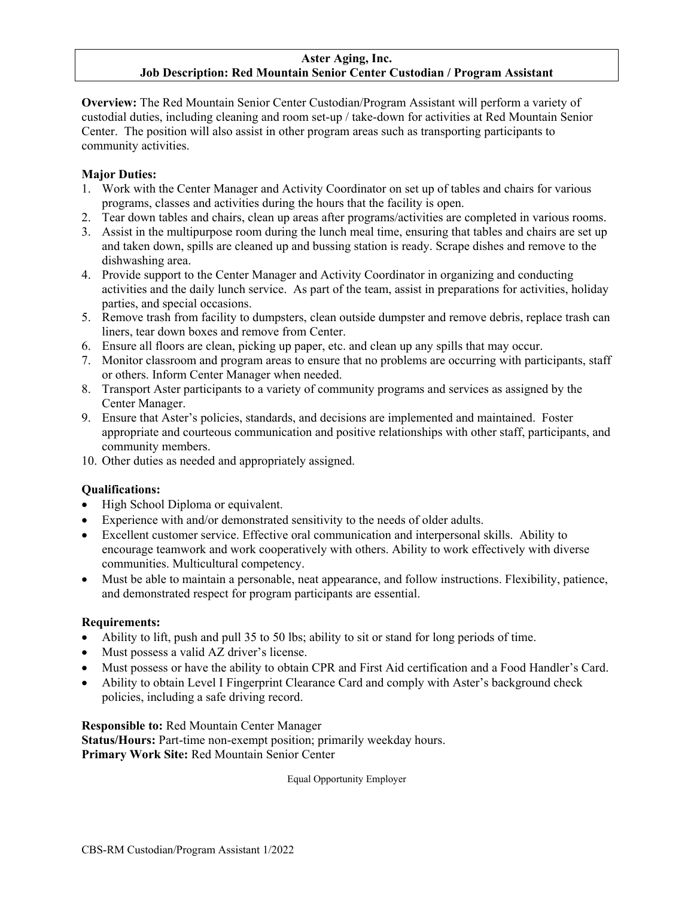**Aster Aging, Inc.**
**Job Description: Red Mountain Senior Center Custodian / Program Assistant**

**Overview:** The Red Mountain Senior Center Custodian/Program Assistant will perform a variety of custodial duties, including cleaning and room set-up / take-down for activities at Red Mountain Senior Center. The position will also assist in other program areas such as transporting participants to community activities.

**Major Duties:**

1. Work with the Center Manager and Activity Coordinator on set up of tables and chairs for various programs, classes and activities during the hours that the facility is open.
2. Tear down tables and chairs, clean up areas after programs/activities are completed in various rooms.
3. Assist in the multipurpose room during the lunch meal time, ensuring that tables and chairs are set up and taken down, spills are cleaned up and bussing station is ready. Scrape dishes and remove to the dishwashing area.
4. Provide support to the Center Manager and Activity Coordinator in organizing and conducting activities and the daily lunch service. As part of the team, assist in preparations for activities, holiday parties, and special occasions.
5. Remove trash from facility to dumpsters, clean outside dumpster and remove debris, replace trash can liners, tear down boxes and remove from Center.
6. Ensure all floors are clean, picking up paper, etc. and clean up any spills that may occur.
7. Monitor classroom and program areas to ensure that no problems are occurring with participants, staff or others. Inform Center Manager when needed.
8. Transport Aster participants to a variety of community programs and services as assigned by the Center Manager.
9. Ensure that Aster's policies, standards, and decisions are implemented and maintained. Foster appropriate and courteous communication and positive relationships with other staff, participants, and community members.
10. Other duties as needed and appropriately assigned.

**Qualifications:**

- High School Diploma or equivalent.
- Experience with and/or demonstrated sensitivity to the needs of older adults.
- Excellent customer service. Effective oral communication and interpersonal skills. Ability to encourage teamwork and work cooperatively with others. Ability to work effectively with diverse communities. Multicultural competency.
- Must be able to maintain a personable, neat appearance, and follow instructions. Flexibility, patience, and demonstrated respect for program participants are essential.

**Requirements:**

- Ability to lift, push and pull 35 to 50 lbs; ability to sit or stand for long periods of time.
- Must possess a valid AZ driver's license.
- Must possess or have the ability to obtain CPR and First Aid certification and a Food Handler's Card.
- Ability to obtain Level I Fingerprint Clearance Card and comply with Aster's background check policies, including a safe driving record.

**Responsible to:** Red Mountain Center Manager
**Status/Hours:** Part-time non-exempt position; primarily weekday hours.
**Primary Work Site:** Red Mountain Senior Center

Equal Opportunity Employer

CBS-RM Custodian/Program Assistant 1/2022